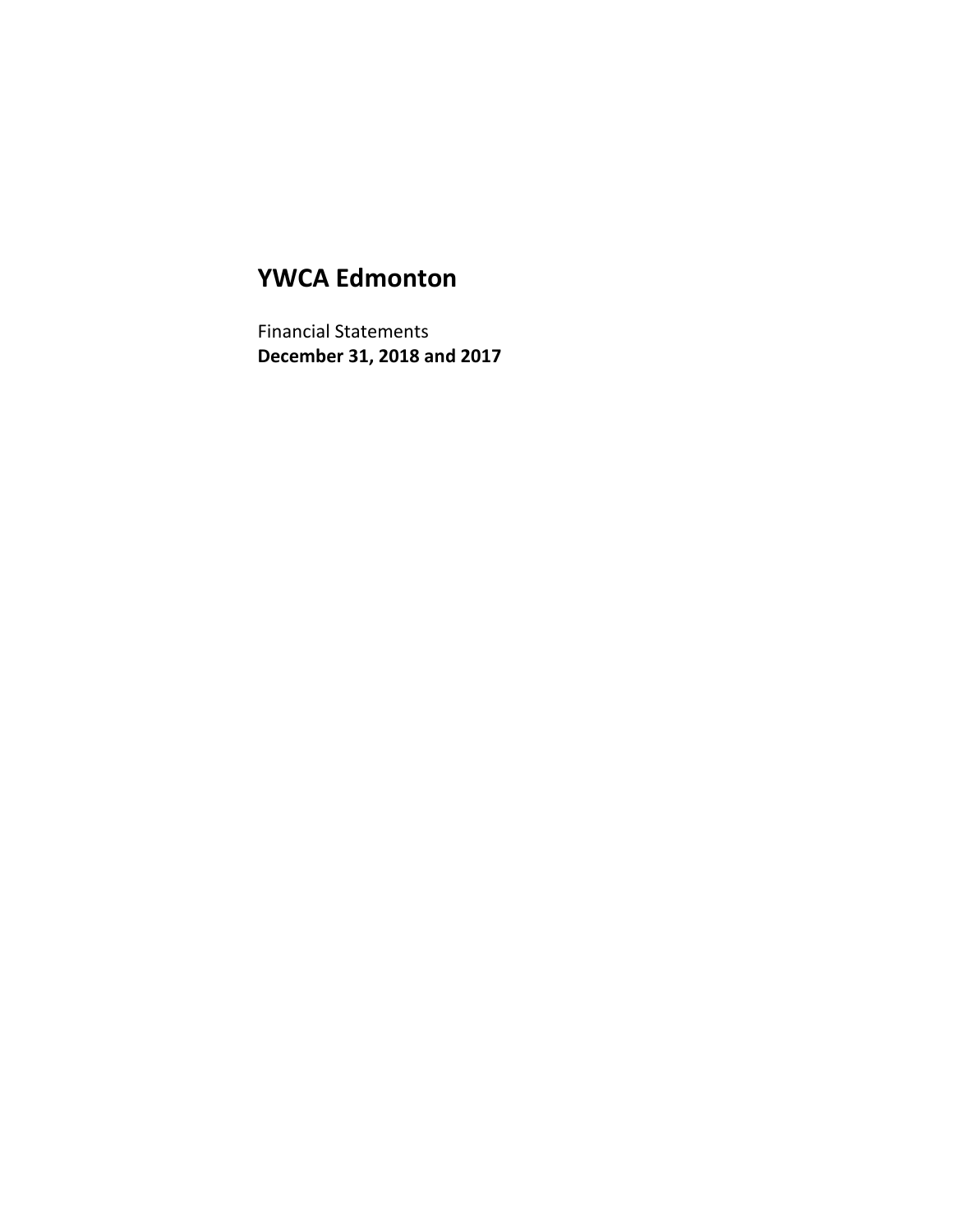# YWCA Edmonton

Financial Statements
**December 31, 2018 and 2017**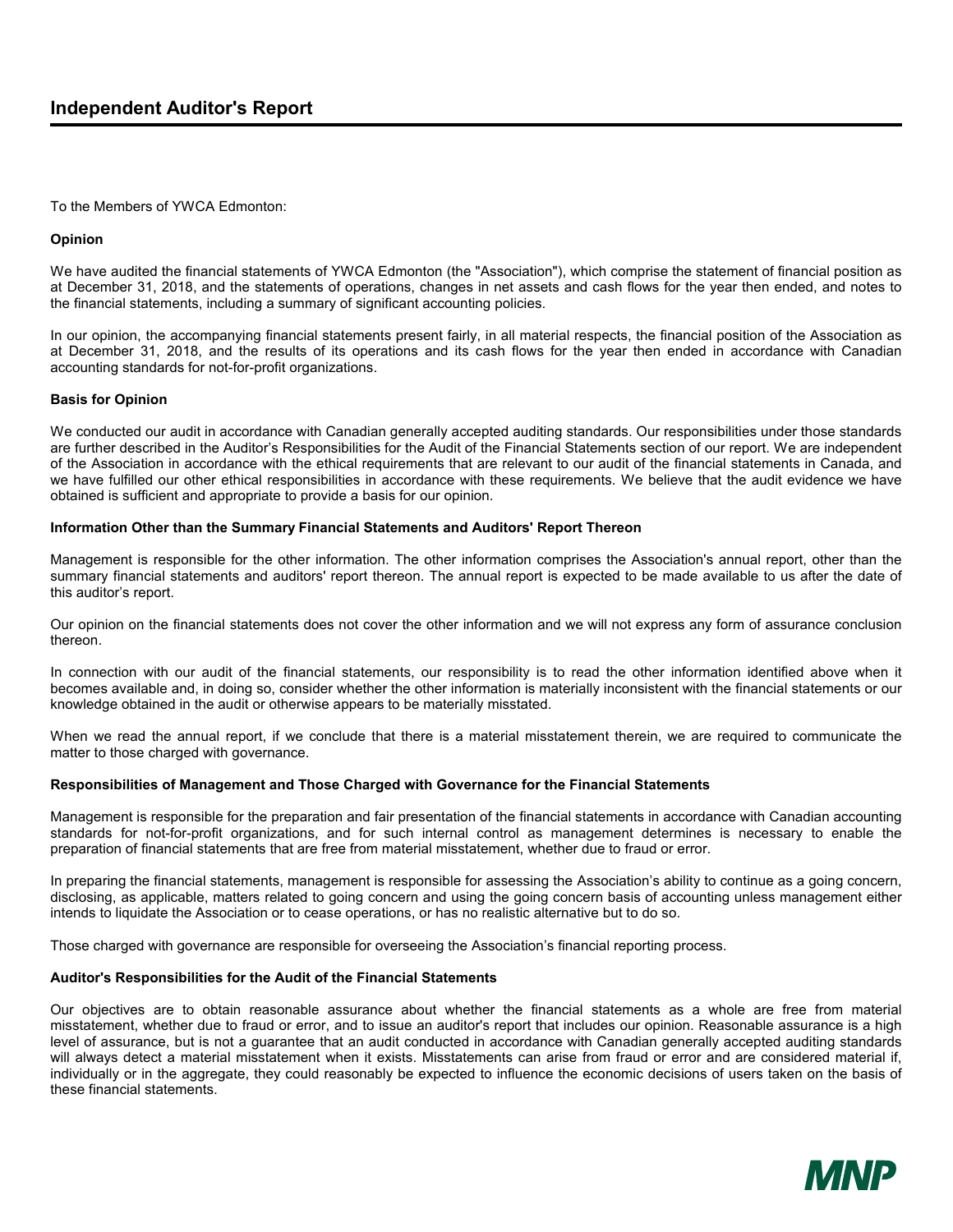# Independent Auditor's Report

To the Members of YWCA Edmonton:

**Opinion**

We have audited the financial statements of YWCA Edmonton (the "Association"), which comprise the statement of financial position as at December 31, 2018, and the statements of operations, changes in net assets and cash flows for the year then ended, and notes to the financial statements, including a summary of significant accounting policies.

In our opinion, the accompanying financial statements present fairly, in all material respects, the financial position of the Association as at December 31, 2018, and the results of its operations and its cash flows for the year then ended in accordance with Canadian accounting standards for not-for-profit organizations.

**Basis for Opinion**

We conducted our audit in accordance with Canadian generally accepted auditing standards. Our responsibilities under those standards are further described in the Auditor's Responsibilities for the Audit of the Financial Statements section of our report. We are independent of the Association in accordance with the ethical requirements that are relevant to our audit of the financial statements in Canada, and we have fulfilled our other ethical responsibilities in accordance with these requirements. We believe that the audit evidence we have obtained is sufficient and appropriate to provide a basis for our opinion.

**Information Other than the Summary Financial Statements and Auditors' Report Thereon**

Management is responsible for the other information. The other information comprises the Association's annual report, other than the summary financial statements and auditors' report thereon. The annual report is expected to be made available to us after the date of this auditor's report.

Our opinion on the financial statements does not cover the other information and we will not express any form of assurance conclusion thereon.

In connection with our audit of the financial statements, our responsibility is to read the other information identified above when it becomes available and, in doing so, consider whether the other information is materially inconsistent with the financial statements or our knowledge obtained in the audit or otherwise appears to be materially misstated.

When we read the annual report, if we conclude that there is a material misstatement therein, we are required to communicate the matter to those charged with governance.

**Responsibilities of Management and Those Charged with Governance for the Financial Statements**

Management is responsible for the preparation and fair presentation of the financial statements in accordance with Canadian accounting standards for not-for-profit organizations, and for such internal control as management determines is necessary to enable the preparation of financial statements that are free from material misstatement, whether due to fraud or error.

In preparing the financial statements, management is responsible for assessing the Association's ability to continue as a going concern, disclosing, as applicable, matters related to going concern and using the going concern basis of accounting unless management either intends to liquidate the Association or to cease operations, or has no realistic alternative but to do so.

Those charged with governance are responsible for overseeing the Association's financial reporting process.

**Auditor's Responsibilities for the Audit of the Financial Statements**

Our objectives are to obtain reasonable assurance about whether the financial statements as a whole are free from material misstatement, whether due to fraud or error, and to issue an auditor's report that includes our opinion. Reasonable assurance is a high level of assurance, but is not a guarantee that an audit conducted in accordance with Canadian generally accepted auditing standards will always detect a material misstatement when it exists. Misstatements can arise from fraud or error and are considered material if, individually or in the aggregate, they could reasonably be expected to influence the economic decisions of users taken on the basis of these financial statements.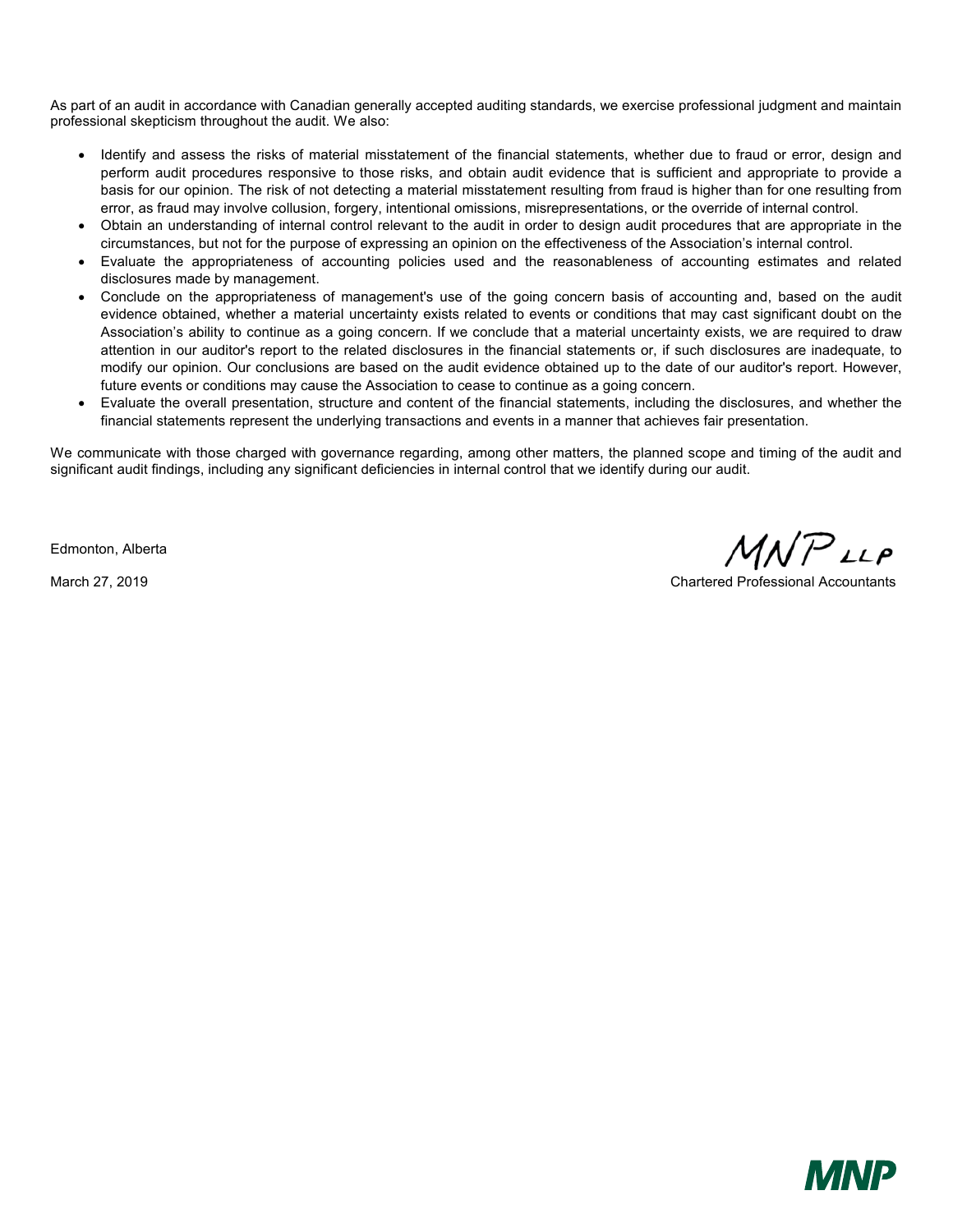As part of an audit in accordance with Canadian generally accepted auditing standards, we exercise professional judgment and maintain professional skepticism throughout the audit. We also:

- Identify and assess the risks of material misstatement of the financial statements, whether due to fraud or error, design and perform audit procedures responsive to those risks, and obtain audit evidence that is sufficient and appropriate to provide a basis for our opinion. The risk of not detecting a material misstatement resulting from fraud is higher than for one resulting from error, as fraud may involve collusion, forgery, intentional omissions, misrepresentations, or the override of internal control.
- Obtain an understanding of internal control relevant to the audit in order to design audit procedures that are appropriate in the circumstances, but not for the purpose of expressing an opinion on the effectiveness of the Association's internal control.
- Evaluate the appropriateness of accounting policies used and the reasonableness of accounting estimates and related disclosures made by management.
- Conclude on the appropriateness of management's use of the going concern basis of accounting and, based on the audit evidence obtained, whether a material uncertainty exists related to events or conditions that may cast significant doubt on the Association's ability to continue as a going concern. If we conclude that a material uncertainty exists, we are required to draw attention in our auditor's report to the related disclosures in the financial statements or, if such disclosures are inadequate, to modify our opinion. Our conclusions are based on the audit evidence obtained up to the date of our auditor's report. However, future events or conditions may cause the Association to cease to continue as a going concern.
- Evaluate the overall presentation, structure and content of the financial statements, including the disclosures, and whether the financial statements represent the underlying transactions and events in a manner that achieves fair presentation.

We communicate with those charged with governance regarding, among other matters, the planned scope and timing of the audit and significant audit findings, including any significant deficiencies in internal control that we identify during our audit.

Edmonton, Alberta

March 27, 2019

MNP LLP

Chartered Professional Accountants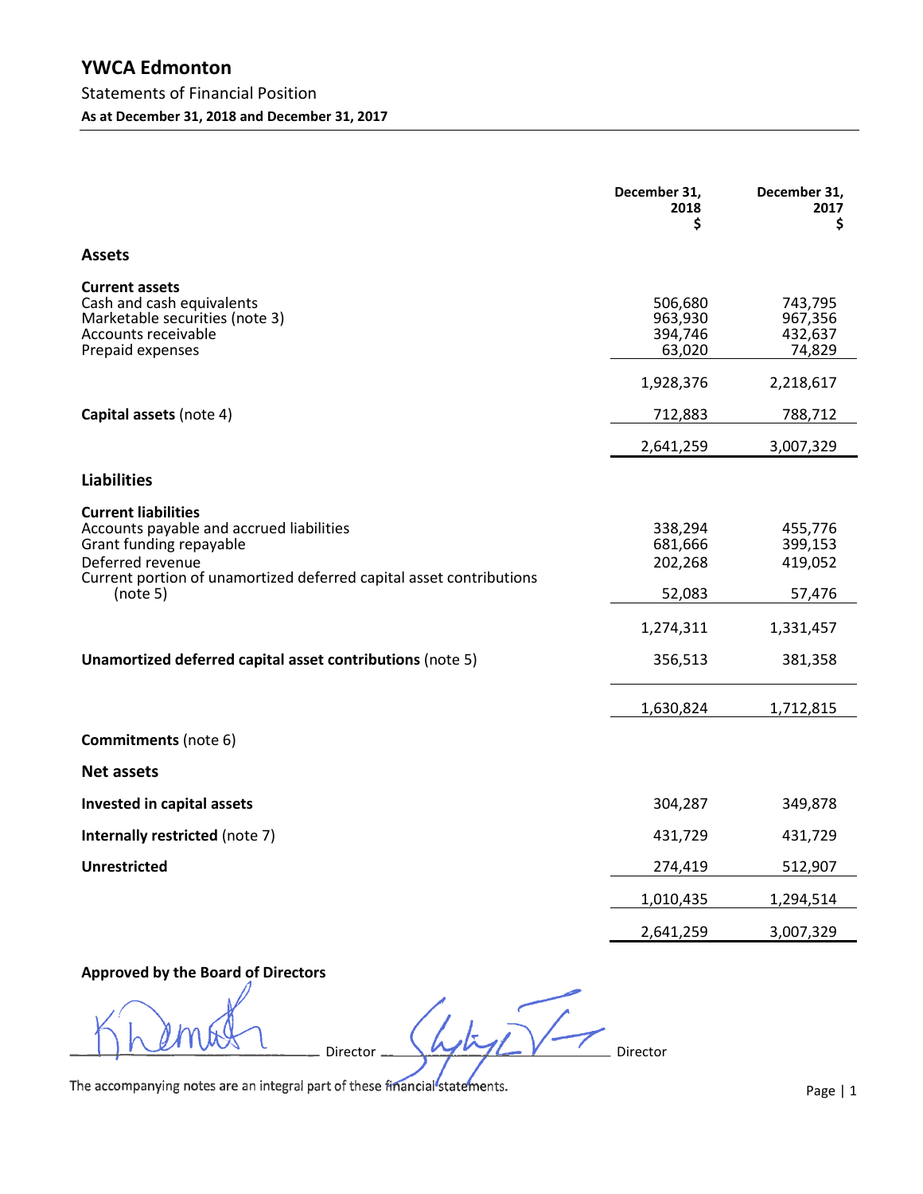# YWCA Edmonton

## Statements of Financial Position

**As at December 31, 2018 and December 31, 2017**

| | December 31, 2018 $ | December 31, 2017 $ |
|---|---|---|
| **Assets** | | |
| **Current assets** | | |
| Cash and cash equivalents | 506,680 | 743,795 |
| Marketable securities (note 3) | 963,930 | 967,356 |
| Accounts receivable | 394,746 | 432,637 |
| Prepaid expenses | 63,020 | 74,829 |
| | 1,928,376 | 2,218,617 |
| **Capital assets** (note 4) | 712,883 | 788,712 |
| | 2,641,259 | 3,007,329 |
| **Liabilities** | | |
| **Current liabilities** | | |
| Accounts payable and accrued liabilities | 338,294 | 455,776 |
| Grant funding repayable | 681,666 | 399,153 |
| Deferred revenue | 202,268 | 419,052 |
| Current portion of unamortized deferred capital asset contributions (note 5) | 52,083 | 57,476 |
| | 1,274,311 | 1,331,457 |
| **Unamortized deferred capital asset contributions** (note 5) | 356,513 | 381,358 |
| | 1,630,824 | 1,712,815 |
| **Commitments** (note 6) | | |
| **Net assets** | | |
| **Invested in capital assets** | 304,287 | 349,878 |
| **Internally restricted** (note 7) | 431,729 | 431,729 |
| **Unrestricted** | 274,419 | 512,907 |
| | 1,010,435 | 1,294,514 |
| | 2,641,259 | 3,007,329 |

**Approved by the Board of Directors**

_______________ Director _______________ Director

The accompanying notes are an integral part of these financial statements.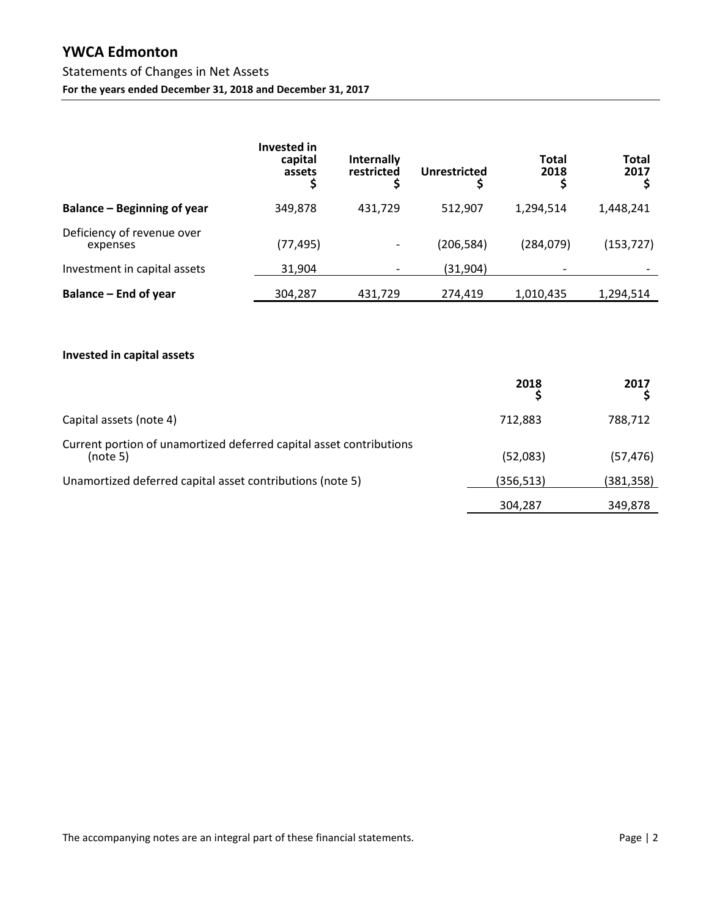# YWCA Edmonton

## Statements of Changes in Net Assets

**For the years ended December 31, 2018 and December 31, 2017**

| | Invested in capital assets $ | Internally restricted $ | Unrestricted $ | Total 2018 $ | Total 2017 $ |
|---|---|---|---|---|---|
| **Balance – Beginning of year** | 349,878 | 431,729 | 512,907 | 1,294,514 | 1,448,241 |
| Deficiency of revenue over expenses | (77,495) | - | (206,584) | (284,079) | (153,727) |
| Investment in capital assets | 31,904 | - | (31,904) | - | - |
| **Balance – End of year** | 304,287 | 431,729 | 274,419 | 1,010,435 | 1,294,514 |

**Invested in capital assets**

| | 2018 $ | 2017 $ |
|---|---|---|
| Capital assets (note 4) | 712,883 | 788,712 |
| Current portion of unamortized deferred capital asset contributions (note 5) | (52,083) | (57,476) |
| Unamortized deferred capital asset contributions (note 5) | (356,513) | (381,358) |
| | 304,287 | 349,878 |

The accompanying notes are an integral part of these financial statements.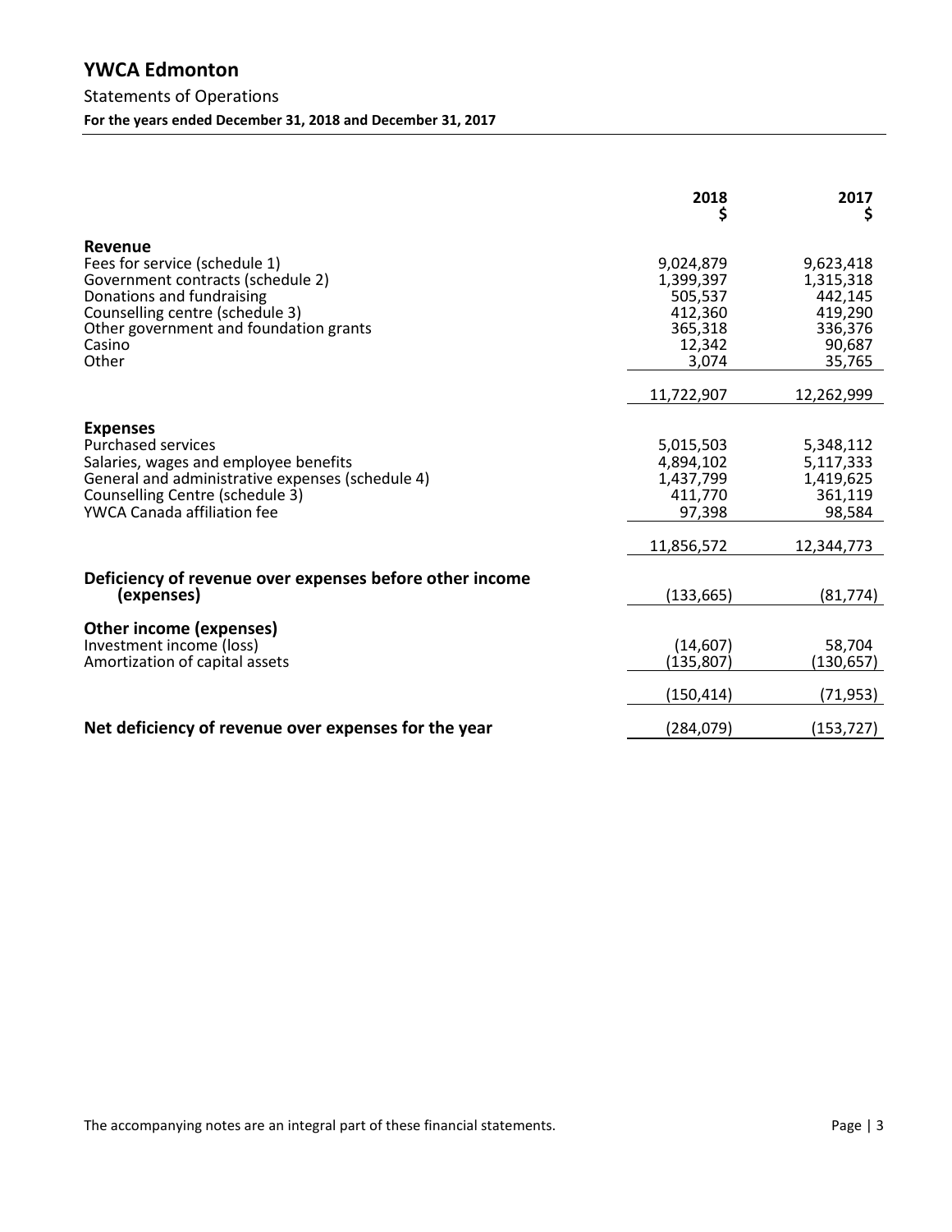# YWCA Edmonton

## Statements of Operations

**For the years ended December 31, 2018 and December 31, 2017**

| | 2018<br>$ | 2017<br>$ |
|---|---|---|
| **Revenue** | | |
| Fees for service (schedule 1) | 9,024,879 | 9,623,418 |
| Government contracts (schedule 2) | 1,399,397 | 1,315,318 |
| Donations and fundraising | 505,537 | 442,145 |
| Counselling centre (schedule 3) | 412,360 | 419,290 |
| Other government and foundation grants | 365,318 | 336,376 |
| Casino | 12,342 | 90,687 |
| Other | 3,074 | 35,765 |
| | 11,722,907 | 12,262,999 |
| **Expenses** | | |
| Purchased services | 5,015,503 | 5,348,112 |
| Salaries, wages and employee benefits | 4,894,102 | 5,117,333 |
| General and administrative expenses (schedule 4) | 1,437,799 | 1,419,625 |
| Counselling Centre (schedule 3) | 411,770 | 361,119 |
| YWCA Canada affiliation fee | 97,398 | 98,584 |
| | 11,856,572 | 12,344,773 |
| **Deficiency of revenue over expenses before other income (expenses)** | (133,665) | (81,774) |
| **Other income (expenses)** | | |
| Investment income (loss) | (14,607) | 58,704 |
| Amortization of capital assets | (135,807) | (130,657) |
| | (150,414) | (71,953) |
| **Net deficiency of revenue over expenses for the year** | (284,079) | (153,727) |

The accompanying notes are an integral part of these financial statements.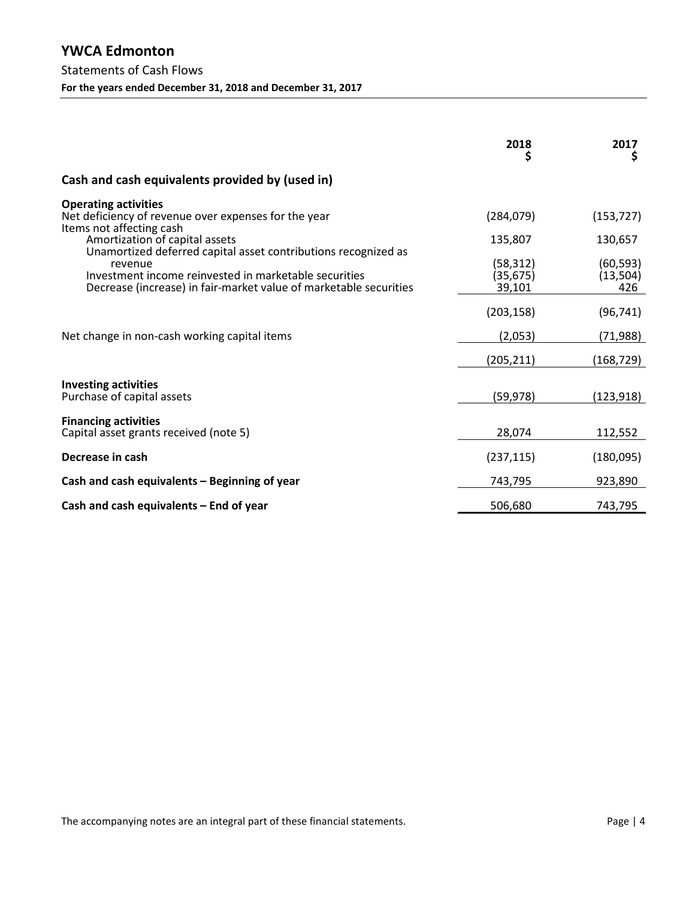# YWCA Edmonton

Statements of Cash Flows

**For the years ended December 31, 2018 and December 31, 2017**

| | 2018<br>$ | 2017<br>$ |
|---|---|---|
| **Cash and cash equivalents provided by (used in)** | | |
| **Operating activities** | | |
| Net deficiency of revenue over expenses for the year | (284,079) | (153,727) |
| Items not affecting cash | | |
| Amortization of capital assets | 135,807 | 130,657 |
| Unamortized deferred capital asset contributions recognized as revenue | (58,312) | (60,593) |
| Investment income reinvested in marketable securities | (35,675) | (13,504) |
| Decrease (increase) in fair-market value of marketable securities | 39,101 | 426 |
| | (203,158) | (96,741) |
| Net change in non-cash working capital items | (2,053) | (71,988) |
| | (205,211) | (168,729) |
| **Investing activities** | | |
| Purchase of capital assets | (59,978) | (123,918) |
| **Financing activities** | | |
| Capital asset grants received (note 5) | 28,074 | 112,552 |
| **Decrease in cash** | (237,115) | (180,095) |
| **Cash and cash equivalents – Beginning of year** | 743,795 | 923,890 |
| **Cash and cash equivalents – End of year** | 506,680 | 743,795 |

The accompanying notes are an integral part of these financial statements.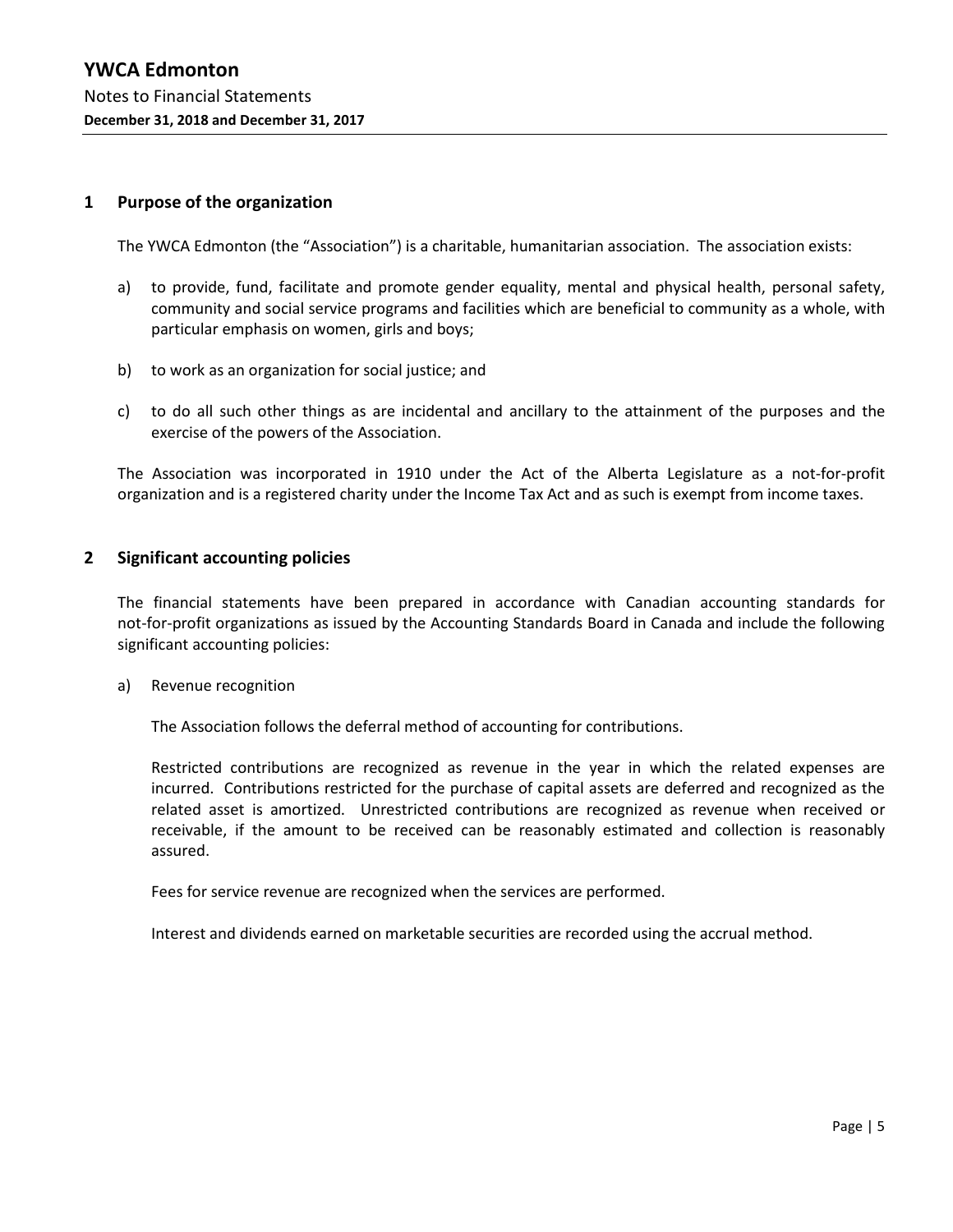# YWCA Edmonton

Notes to Financial Statements

**December 31, 2018 and December 31, 2017**

## 1 Purpose of the organization

The YWCA Edmonton (the "Association") is a charitable, humanitarian association. The association exists:

a) to provide, fund, facilitate and promote gender equality, mental and physical health, personal safety, community and social service programs and facilities which are beneficial to community as a whole, with particular emphasis on women, girls and boys;

b) to work as an organization for social justice; and

c) to do all such other things as are incidental and ancillary to the attainment of the purposes and the exercise of the powers of the Association.

The Association was incorporated in 1910 under the Act of the Alberta Legislature as a not-for-profit organization and is a registered charity under the Income Tax Act and as such is exempt from income taxes.

## 2 Significant accounting policies

The financial statements have been prepared in accordance with Canadian accounting standards for not-for-profit organizations as issued by the Accounting Standards Board in Canada and include the following significant accounting policies:

a) Revenue recognition

The Association follows the deferral method of accounting for contributions.

Restricted contributions are recognized as revenue in the year in which the related expenses are incurred. Contributions restricted for the purchase of capital assets are deferred and recognized as the related asset is amortized. Unrestricted contributions are recognized as revenue when received or receivable, if the amount to be received can be reasonably estimated and collection is reasonably assured.

Fees for service revenue are recognized when the services are performed.

Interest and dividends earned on marketable securities are recorded using the accrual method.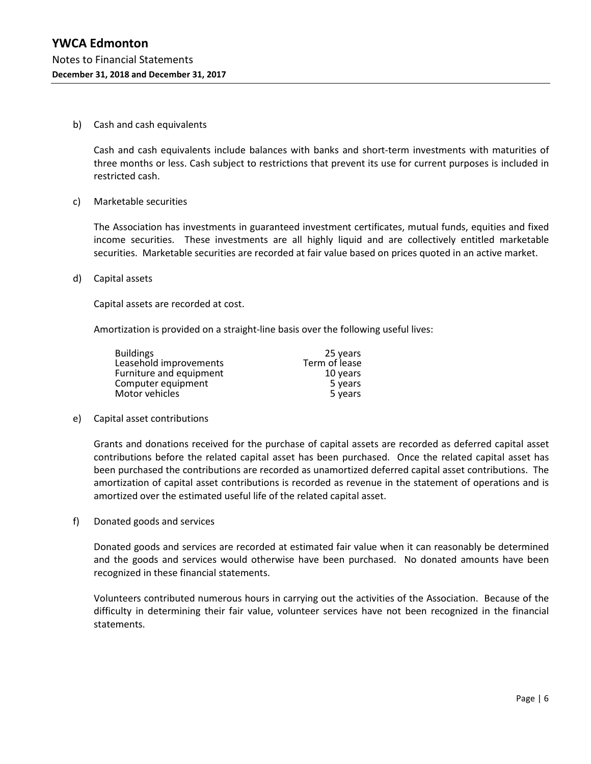b) Cash and cash equivalents

Cash and cash equivalents include balances with banks and short-term investments with maturities of three months or less. Cash subject to restrictions that prevent its use for current purposes is included in restricted cash.

c) Marketable securities

The Association has investments in guaranteed investment certificates, mutual funds, equities and fixed income securities. These investments are all highly liquid and are collectively entitled marketable securities. Marketable securities are recorded at fair value based on prices quoted in an active market.

d) Capital assets

Capital assets are recorded at cost.

Amortization is provided on a straight-line basis over the following useful lives:

| | |
|---|---|
| Buildings | 25 years |
| Leasehold improvements | Term of lease |
| Furniture and equipment | 10 years |
| Computer equipment | 5 years |
| Motor vehicles | 5 years |

e) Capital asset contributions

Grants and donations received for the purchase of capital assets are recorded as deferred capital asset contributions before the related capital asset has been purchased. Once the related capital asset has been purchased the contributions are recorded as unamortized deferred capital asset contributions. The amortization of capital asset contributions is recorded as revenue in the statement of operations and is amortized over the estimated useful life of the related capital asset.

f) Donated goods and services

Donated goods and services are recorded at estimated fair value when it can reasonably be determined and the goods and services would otherwise have been purchased. No donated amounts have been recognized in these financial statements.

Volunteers contributed numerous hours in carrying out the activities of the Association. Because of the difficulty in determining their fair value, volunteer services have not been recognized in the financial statements.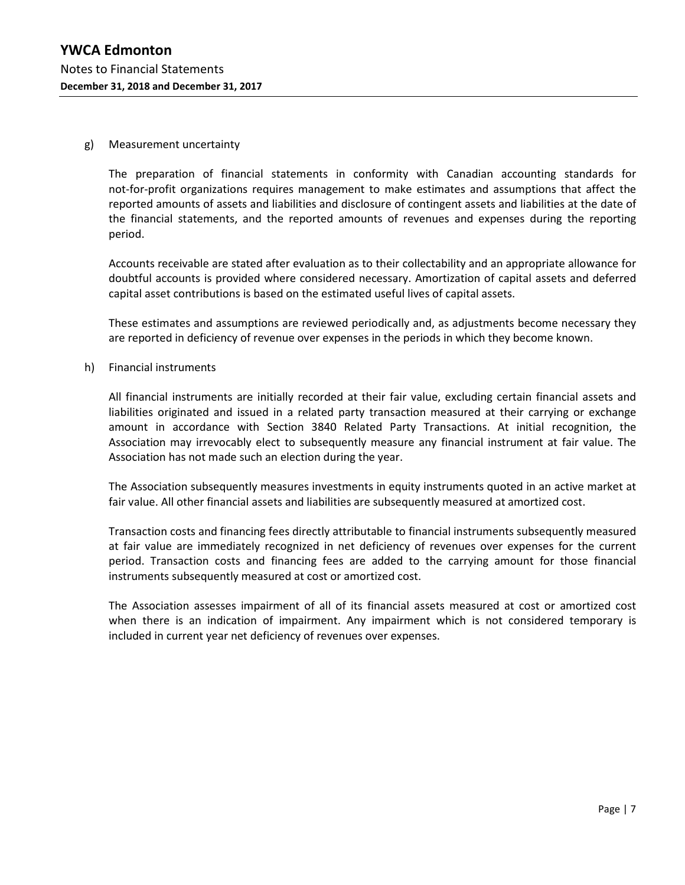g) Measurement uncertainty

The preparation of financial statements in conformity with Canadian accounting standards for not-for-profit organizations requires management to make estimates and assumptions that affect the reported amounts of assets and liabilities and disclosure of contingent assets and liabilities at the date of the financial statements, and the reported amounts of revenues and expenses during the reporting period.

Accounts receivable are stated after evaluation as to their collectability and an appropriate allowance for doubtful accounts is provided where considered necessary. Amortization of capital assets and deferred capital asset contributions is based on the estimated useful lives of capital assets.

These estimates and assumptions are reviewed periodically and, as adjustments become necessary they are reported in deficiency of revenue over expenses in the periods in which they become known.

h) Financial instruments

All financial instruments are initially recorded at their fair value, excluding certain financial assets and liabilities originated and issued in a related party transaction measured at their carrying or exchange amount in accordance with Section 3840 Related Party Transactions. At initial recognition, the Association may irrevocably elect to subsequently measure any financial instrument at fair value. The Association has not made such an election during the year.

The Association subsequently measures investments in equity instruments quoted in an active market at fair value. All other financial assets and liabilities are subsequently measured at amortized cost.

Transaction costs and financing fees directly attributable to financial instruments subsequently measured at fair value are immediately recognized in net deficiency of revenues over expenses for the current period. Transaction costs and financing fees are added to the carrying amount for those financial instruments subsequently measured at cost or amortized cost.

The Association assesses impairment of all of its financial assets measured at cost or amortized cost when there is an indication of impairment. Any impairment which is not considered temporary is included in current year net deficiency of revenues over expenses.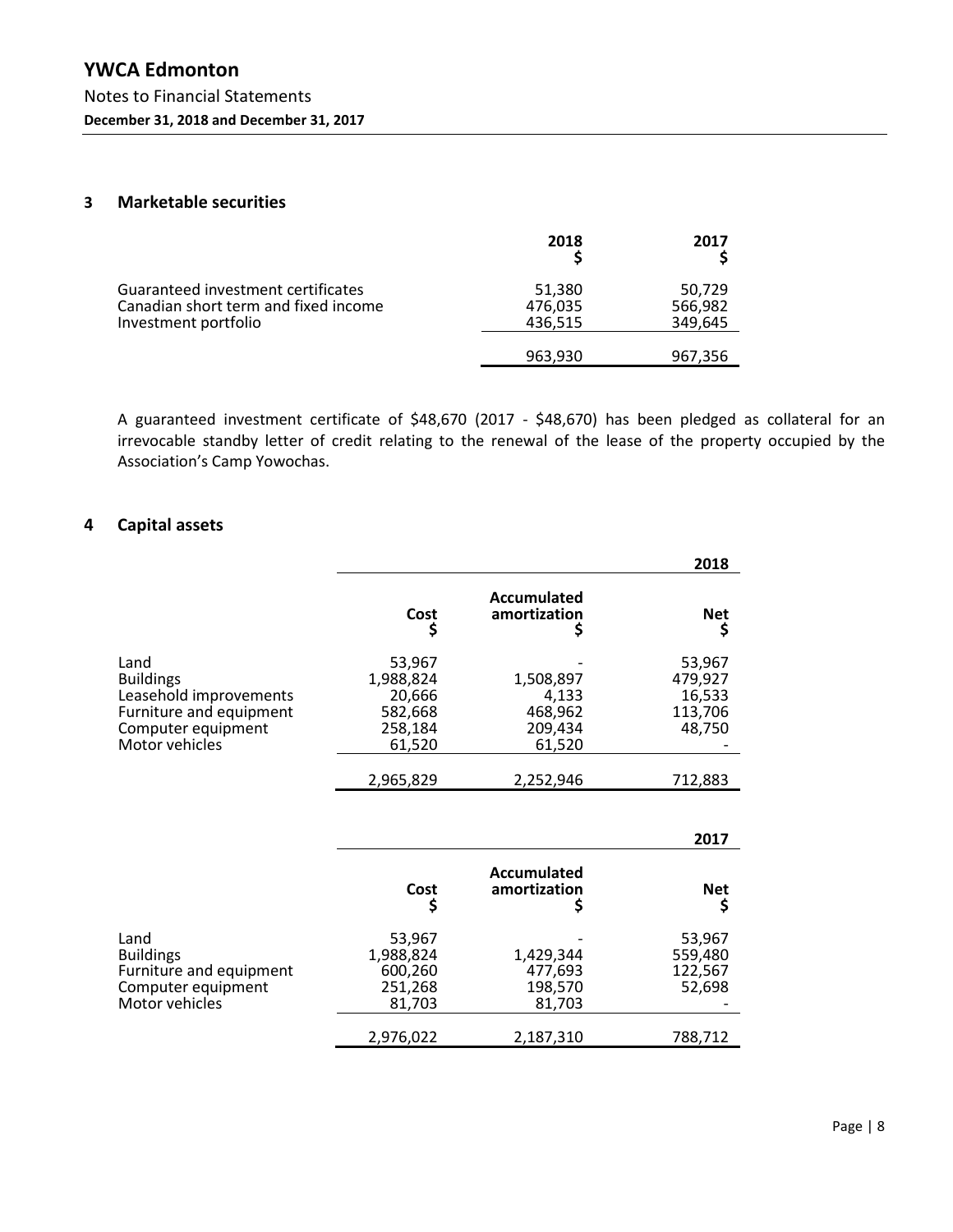## 3 Marketable securities

| | 2018 $ | 2017 $ |
|---|---|---|
| Guaranteed investment certificates | 51,380 | 50,729 |
| Canadian short term and fixed income | 476,035 | 566,982 |
| Investment portfolio | 436,515 | 349,645 |
| | 963,930 | 967,356 |

A guaranteed investment certificate of $48,670 (2017 - $48,670) has been pledged as collateral for an irrevocable standby letter of credit relating to the renewal of the lease of the property occupied by the Association's Camp Yowochas.

## 4 Capital assets

| | | | 2018 |
|---|---|---|---|
| | Cost $ | Accumulated amortization $ | Net $ |
| Land | 53,967 | - | 53,967 |
| Buildings | 1,988,824 | 1,508,897 | 479,927 |
| Leasehold improvements | 20,666 | 4,133 | 16,533 |
| Furniture and equipment | 582,668 | 468,962 | 113,706 |
| Computer equipment | 258,184 | 209,434 | 48,750 |
| Motor vehicles | 61,520 | 61,520 | - |
| | 2,965,829 | 2,252,946 | 712,883 |

| | | | 2017 |
|---|---|---|---|
| | Cost $ | Accumulated amortization $ | Net $ |
| Land | 53,967 | - | 53,967 |
| Buildings | 1,988,824 | 1,429,344 | 559,480 |
| Furniture and equipment | 600,260 | 477,693 | 122,567 |
| Computer equipment | 251,268 | 198,570 | 52,698 |
| Motor vehicles | 81,703 | 81,703 | - |
| | 2,976,022 | 2,187,310 | 788,712 |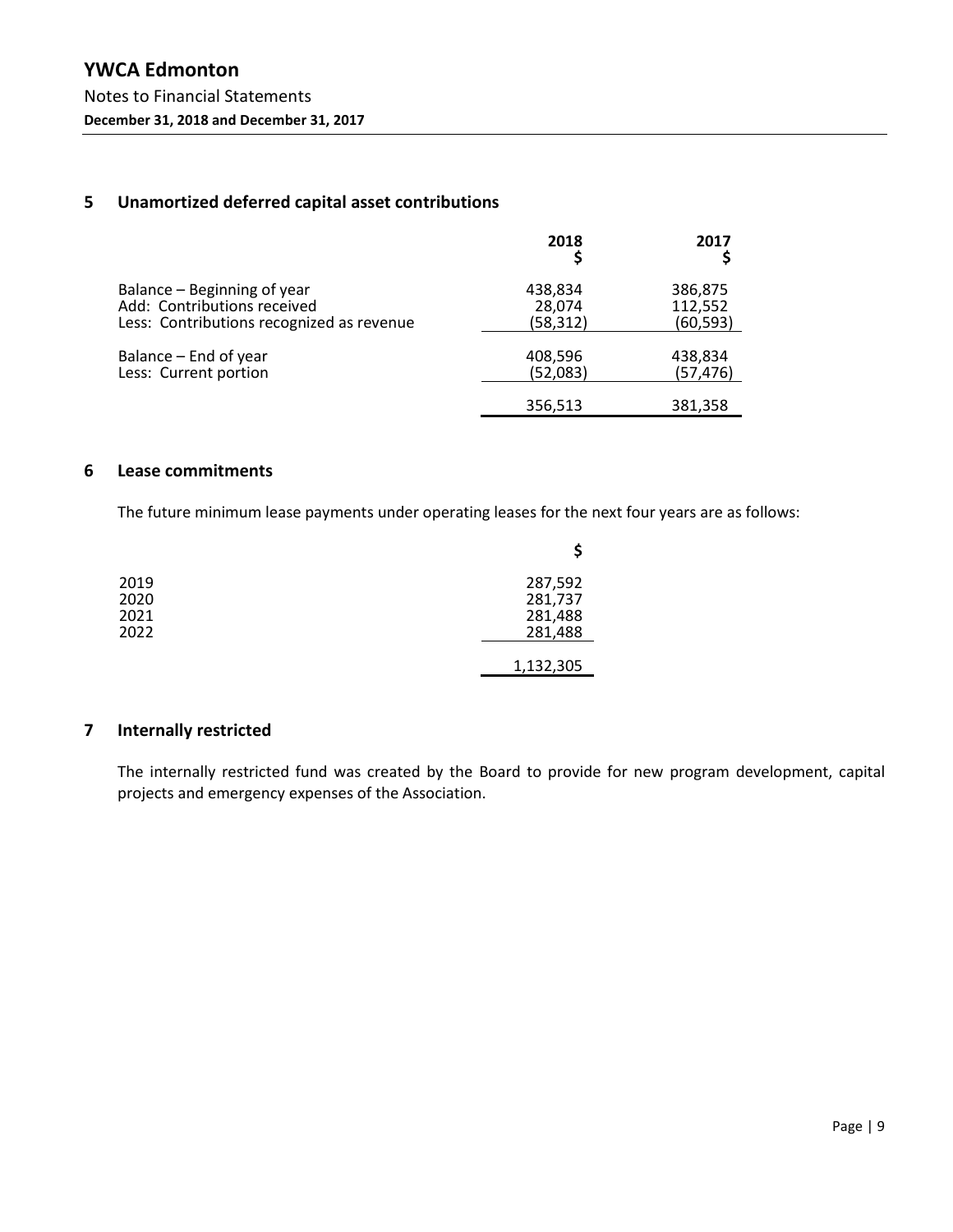# YWCA Edmonton

Notes to Financial Statements

**December 31, 2018 and December 31, 2017**

## 5 Unamortized deferred capital asset contributions

| | 2018 $ | 2017 $ |
|---|---|---|
| Balance – Beginning of year | 438,834 | 386,875 |
| Add: Contributions received | 28,074 | 112,552 |
| Less: Contributions recognized as revenue | (58,312) | (60,593) |
| Balance – End of year | 408,596 | 438,834 |
| Less: Current portion | (52,083) | (57,476) |
| | 356,513 | 381,358 |

## 6 Lease commitments

The future minimum lease payments under operating leases for the next four years are as follows:

| | $ |
|---|---|
| 2019 | 287,592 |
| 2020 | 281,737 |
| 2021 | 281,488 |
| 2022 | 281,488 |
| | 1,132,305 |

## 7 Internally restricted

The internally restricted fund was created by the Board to provide for new program development, capital projects and emergency expenses of the Association.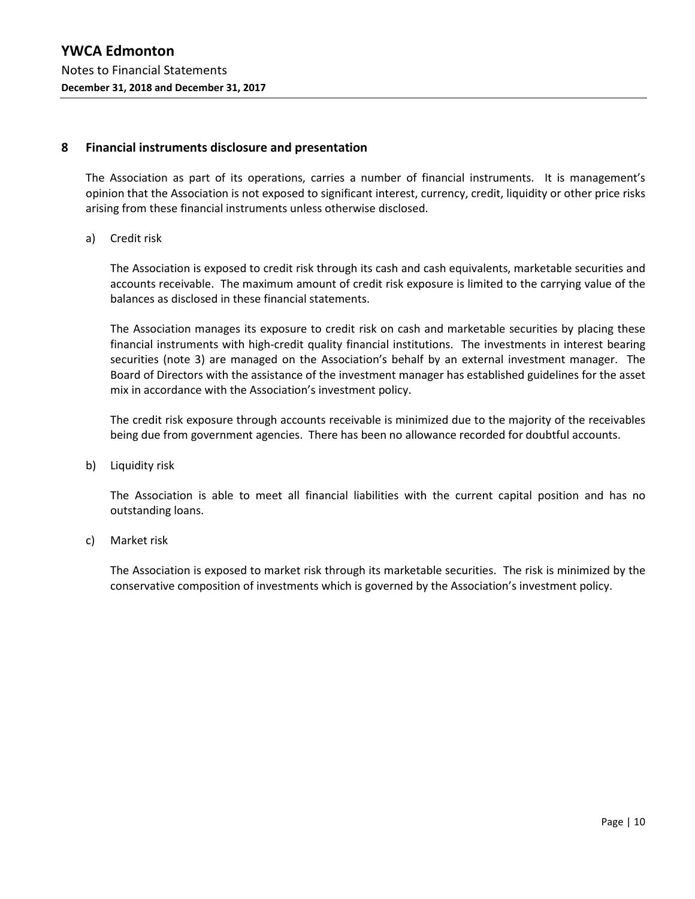## 8 Financial instruments disclosure and presentation

The Association as part of its operations, carries a number of financial instruments. It is management's opinion that the Association is not exposed to significant interest, currency, credit, liquidity or other price risks arising from these financial instruments unless otherwise disclosed.

a) Credit risk

The Association is exposed to credit risk through its cash and cash equivalents, marketable securities and accounts receivable. The maximum amount of credit risk exposure is limited to the carrying value of the balances as disclosed in these financial statements.

The Association manages its exposure to credit risk on cash and marketable securities by placing these financial instruments with high-credit quality financial institutions. The investments in interest bearing securities (note 3) are managed on the Association's behalf by an external investment manager. The Board of Directors with the assistance of the investment manager has established guidelines for the asset mix in accordance with the Association's investment policy.

The credit risk exposure through accounts receivable is minimized due to the majority of the receivables being due from government agencies. There has been no allowance recorded for doubtful accounts.

b) Liquidity risk

The Association is able to meet all financial liabilities with the current capital position and has no outstanding loans.

c) Market risk

The Association is exposed to market risk through its marketable securities. The risk is minimized by the conservative composition of investments which is governed by the Association's investment policy.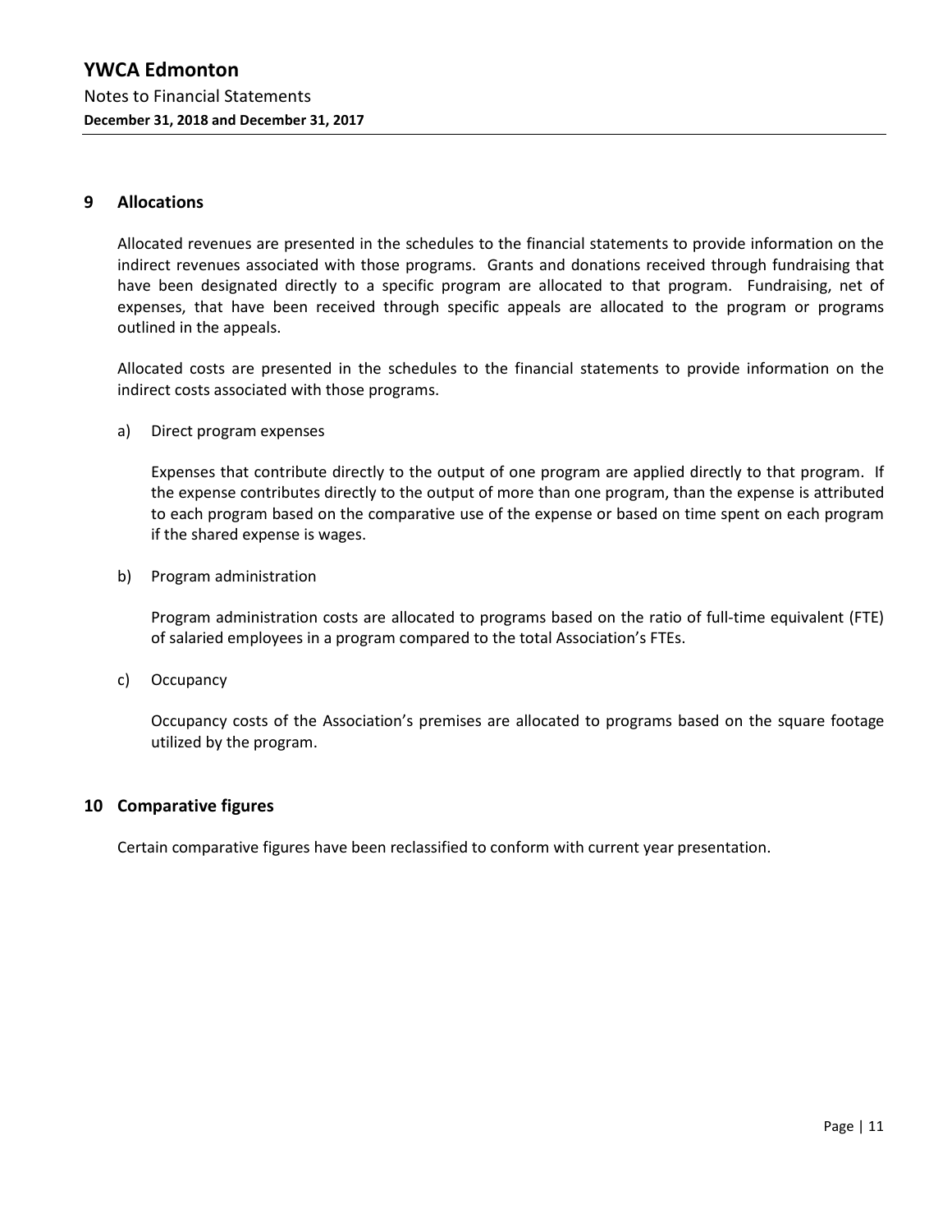## 9 Allocations

Allocated revenues are presented in the schedules to the financial statements to provide information on the indirect revenues associated with those programs. Grants and donations received through fundraising that have been designated directly to a specific program are allocated to that program. Fundraising, net of expenses, that have been received through specific appeals are allocated to the program or programs outlined in the appeals.

Allocated costs are presented in the schedules to the financial statements to provide information on the indirect costs associated with those programs.

a) Direct program expenses

   Expenses that contribute directly to the output of one program are applied directly to that program. If the expense contributes directly to the output of more than one program, than the expense is attributed to each program based on the comparative use of the expense or based on time spent on each program if the shared expense is wages.

b) Program administration

   Program administration costs are allocated to programs based on the ratio of full-time equivalent (FTE) of salaried employees in a program compared to the total Association's FTEs.

c) Occupancy

   Occupancy costs of the Association's premises are allocated to programs based on the square footage utilized by the program.

## 10 Comparative figures

Certain comparative figures have been reclassified to conform with current year presentation.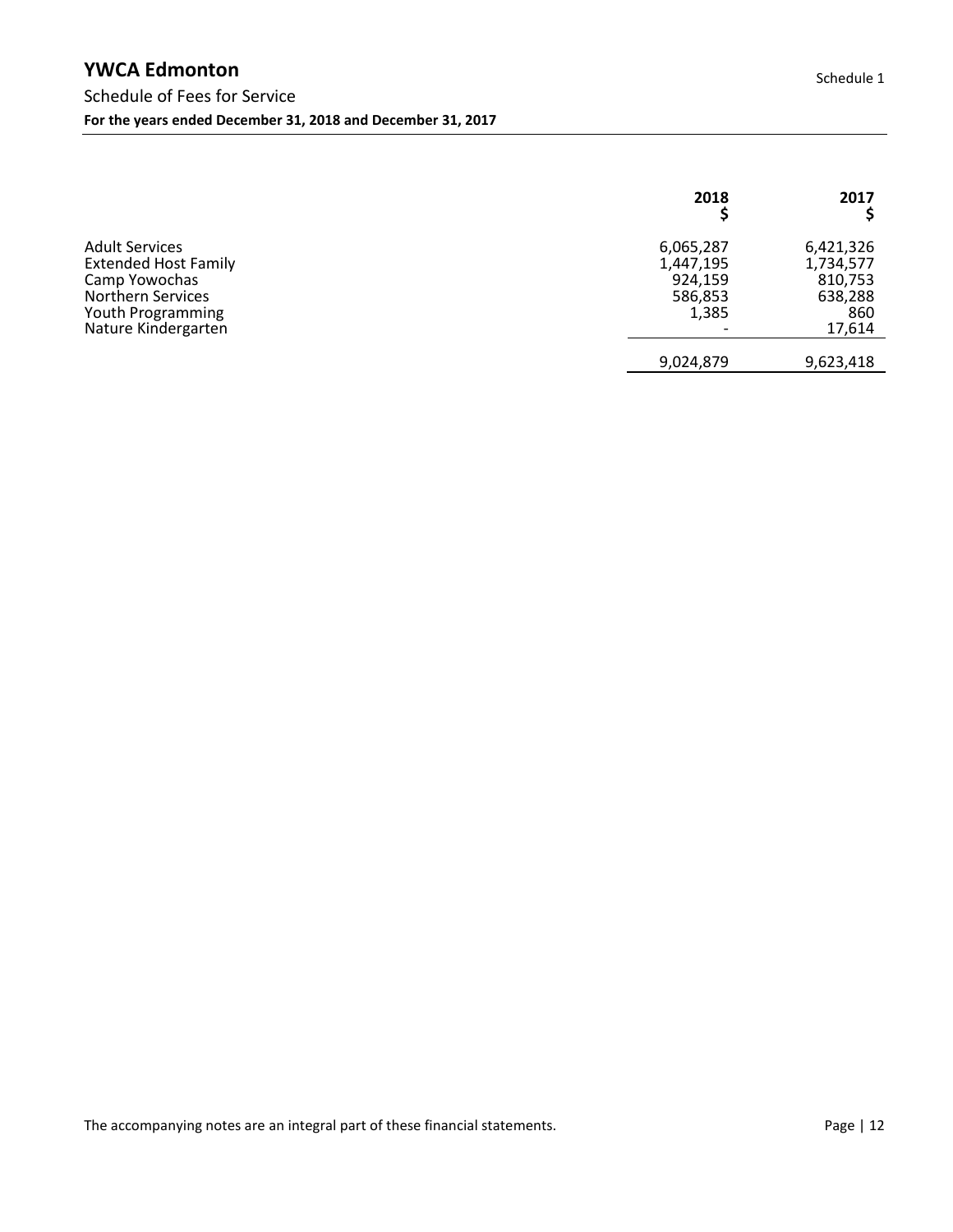# YWCA Edmonton

Schedule 1

## Schedule of Fees for Service

**For the years ended December 31, 2018 and December 31, 2017**

| | 2018<br>$ | 2017<br>$ |
|---|---|---|
| Adult Services | 6,065,287 | 6,421,326 |
| Extended Host Family | 1,447,195 | 1,734,577 |
| Camp Yowochas | 924,159 | 810,753 |
| Northern Services | 586,853 | 638,288 |
| Youth Programming | 1,385 | 860 |
| Nature Kindergarten | - | 17,614 |
| | 9,024,879 | 9,623,418 |

The accompanying notes are an integral part of these financial statements.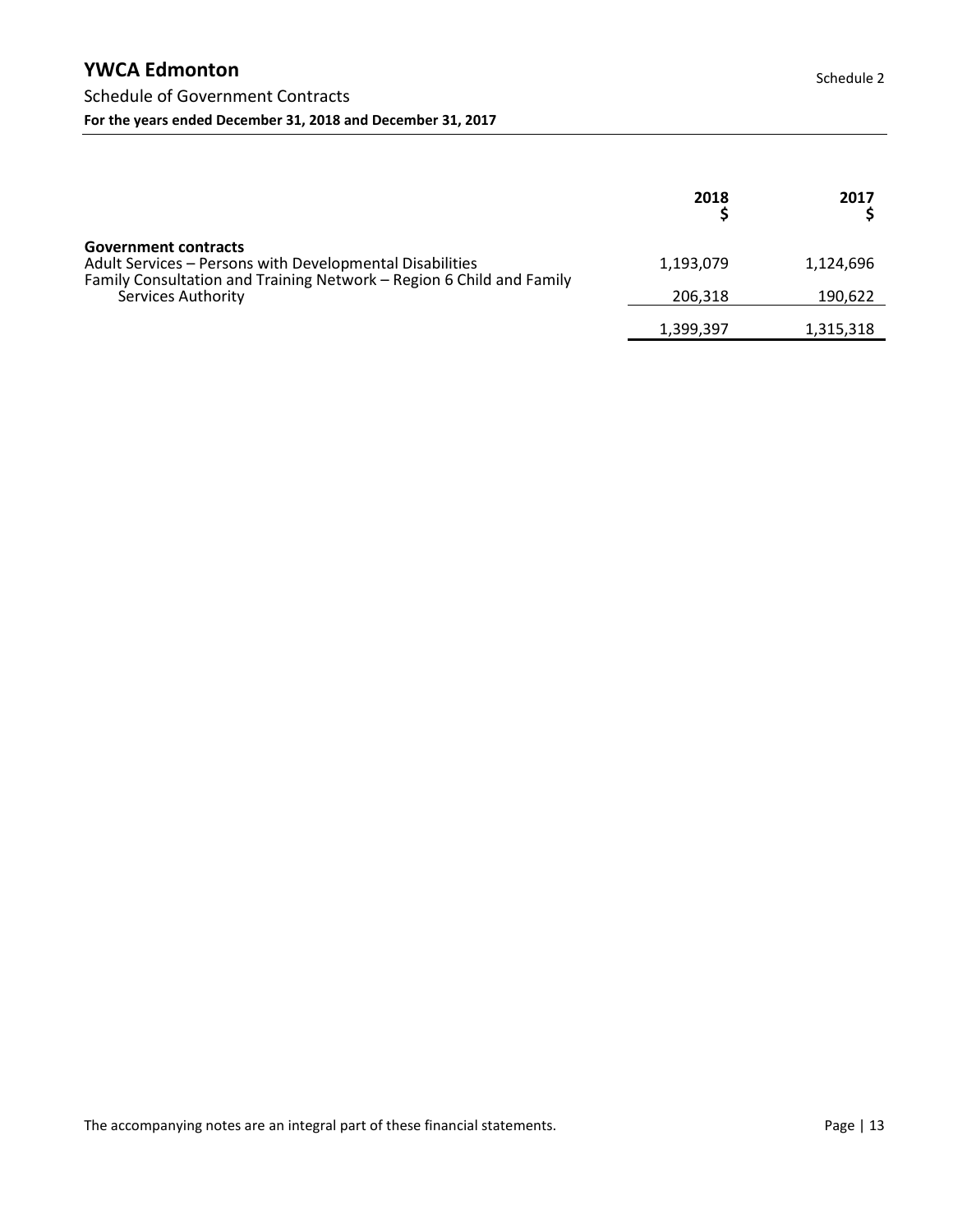# YWCA Edmonton

Schedule 2

## Schedule of Government Contracts

**For the years ended December 31, 2018 and December 31, 2017**

| | 2018<br>$ | 2017<br>$ |
|---|---|---|
| **Government contracts** | | |
| Adult Services – Persons with Developmental Disabilities | 1,193,079 | 1,124,696 |
| Family Consultation and Training Network – Region 6 Child and Family Services Authority | 206,318 | 190,622 |
| | 1,399,397 | 1,315,318 |

The accompanying notes are an integral part of these financial statements.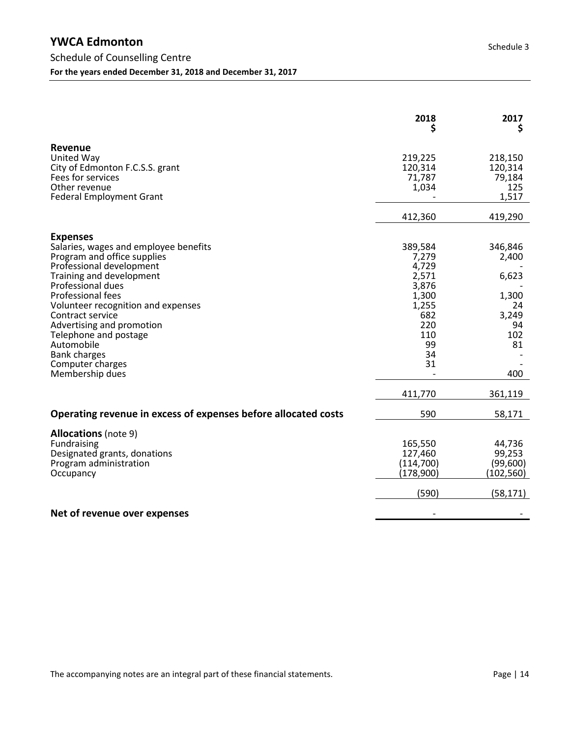# YWCA Edmonton

Schedule 3

## Schedule of Counselling Centre

**For the years ended December 31, 2018 and December 31, 2017**

| | 2018<br>$ | 2017<br>$ |
|---|---|---|
| **Revenue** | | |
| United Way | 219,225 | 218,150 |
| City of Edmonton F.C.S.S. grant | 120,314 | 120,314 |
| Fees for services | 71,787 | 79,184 |
| Other revenue | 1,034 | 125 |
| Federal Employment Grant | - | 1,517 |
| | 412,360 | 419,290 |
| **Expenses** | | |
| Salaries, wages and employee benefits | 389,584 | 346,846 |
| Program and office supplies | 7,279 | 2,400 |
| Professional development | 4,729 | - |
| Training and development | 2,571 | 6,623 |
| Professional dues | 3,876 | - |
| Professional fees | 1,300 | 1,300 |
| Volunteer recognition and expenses | 1,255 | 24 |
| Contract service | 682 | 3,249 |
| Advertising and promotion | 220 | 94 |
| Telephone and postage | 110 | 102 |
| Automobile | 99 | 81 |
| Bank charges | 34 | - |
| Computer charges | 31 | - |
| Membership dues | - | 400 |
| | 411,770 | 361,119 |
| **Operating revenue in excess of expenses before allocated costs** | 590 | 58,171 |
| **Allocations** (note 9) | | |
| Fundraising | 165,550 | 44,736 |
| Designated grants, donations | 127,460 | 99,253 |
| Program administration | (114,700) | (99,600) |
| Occupancy | (178,900) | (102,560) |
| | (590) | (58,171) |
| **Net of revenue over expenses** | - | - |

The accompanying notes are an integral part of these financial statements.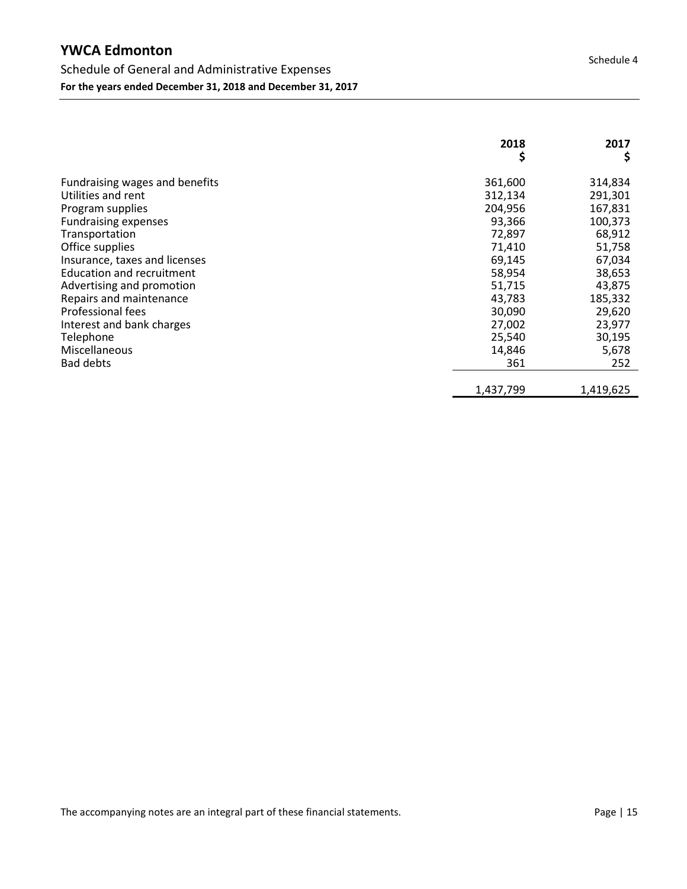# YWCA Edmonton

Schedule 4

## Schedule of General and Administrative Expenses

**For the years ended December 31, 2018 and December 31, 2017**

| | 2018<br>$ | 2017<br>$ |
|---|---|---|
| Fundraising wages and benefits | 361,600 | 314,834 |
| Utilities and rent | 312,134 | 291,301 |
| Program supplies | 204,956 | 167,831 |
| Fundraising expenses | 93,366 | 100,373 |
| Transportation | 72,897 | 68,912 |
| Office supplies | 71,410 | 51,758 |
| Insurance, taxes and licenses | 69,145 | 67,034 |
| Education and recruitment | 58,954 | 38,653 |
| Advertising and promotion | 51,715 | 43,875 |
| Repairs and maintenance | 43,783 | 185,332 |
| Professional fees | 30,090 | 29,620 |
| Interest and bank charges | 27,002 | 23,977 |
| Telephone | 25,540 | 30,195 |
| Miscellaneous | 14,846 | 5,678 |
| Bad debts | 361 | 252 |
| | 1,437,799 | 1,419,625 |

The accompanying notes are an integral part of these financial statements.